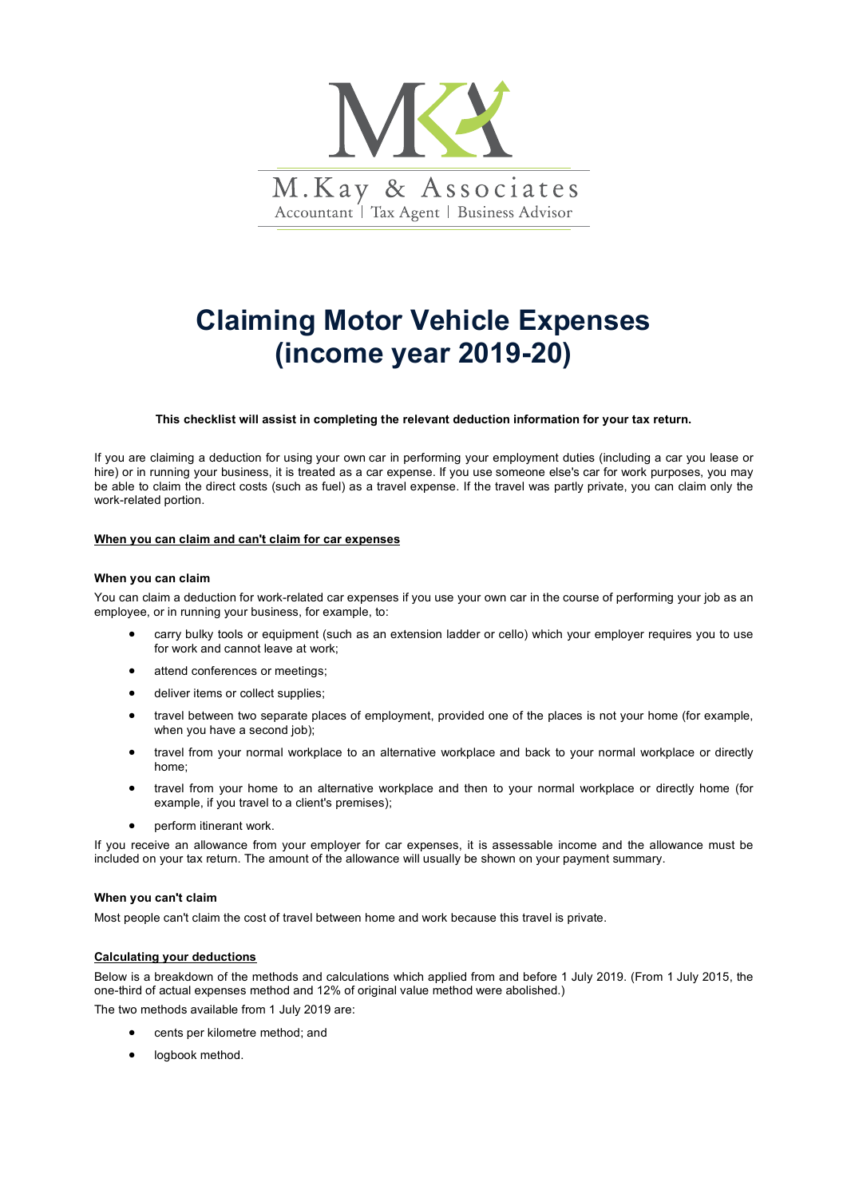M.Kay & Associates

Accountant | Tax Agent | Business Advisor

# Claiming Motor Vehicle Expenses (income year 2019-20)

**This checklist will assist in completing the relevant deduction information for your tax return.**

If you are claiming a deduction for using your own car in performing your employment duties (including a car you lease or hire) or in running your business, it is treated as a car expense. If you use someone else's car for work purposes, you may be able to claim the direct costs (such as fuel) as a travel expense. If the travel was partly private, you can claim only the work-related portion.

## When you can claim and can't claim for car expenses

### When you can claim

You can claim a deduction for work-related car expenses if you use your own car in the course of performing your job as an employee, or in running your business, for example, to:

- carry bulky tools or equipment (such as an extension ladder or cello) which your employer requires you to use for work and cannot leave at work;
- attend conferences or meetings;
- deliver items or collect supplies;
- travel between two separate places of employment, provided one of the places is not your home (for example, when you have a second job);
- travel from your normal workplace to an alternative workplace and back to your normal workplace or directly home;
- travel from your home to an alternative workplace and then to your normal workplace or directly home (for example, if you travel to a client's premises);
- perform itinerant work.

If you receive an allowance from your employer for car expenses, it is assessable income and the allowance must be included on your tax return. The amount of the allowance will usually be shown on your payment summary.

### When you can't claim

Most people can't claim the cost of travel between home and work because this travel is private.

## Calculating your deductions

Below is a breakdown of the methods and calculations which applied from and before 1 July 2019. (From 1 July 2015, the one-third of actual expenses method and 12% of original value method were abolished.)

The two methods available from 1 July 2019 are:

- cents per kilometre method; and
- logbook method.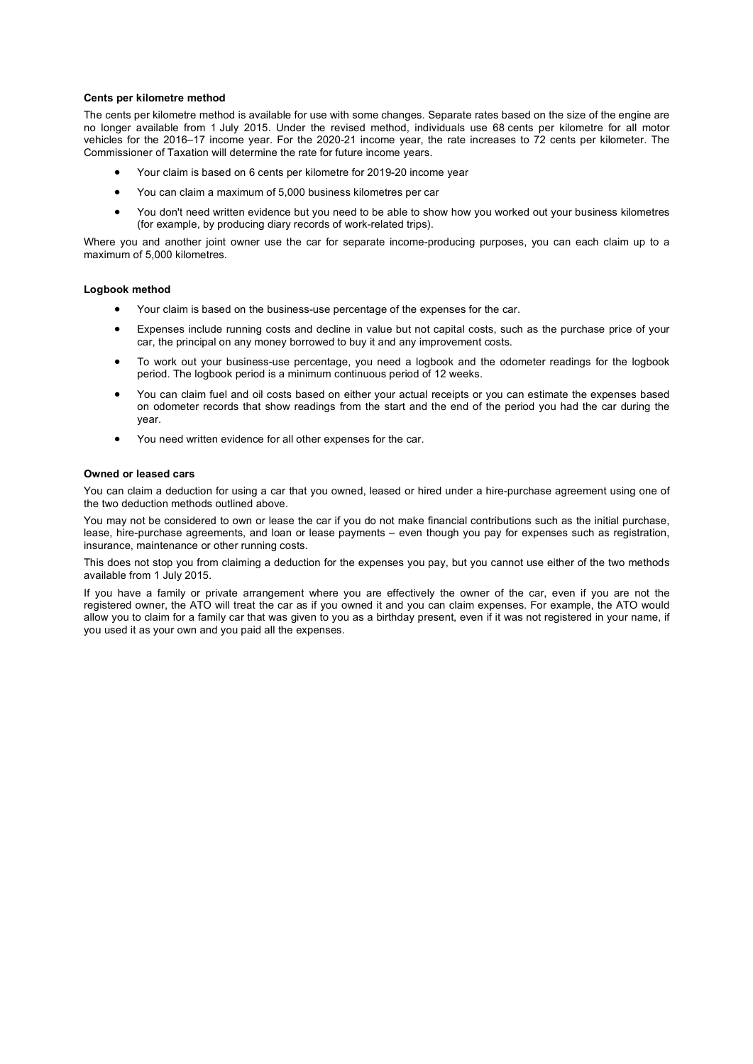**Cents per kilometre method**

The cents per kilometre method is available for use with some changes. Separate rates based on the size of the engine are no longer available from 1 July 2015. Under the revised method, individuals use 68 cents per kilometre for all motor vehicles for the 2016–17 income year. For the 2020-21 income year, the rate increases to 72 cents per kilometer. The Commissioner of Taxation will determine the rate for future income years.

- Your claim is based on 6 cents per kilometre for 2019-20 income year
- You can claim a maximum of 5,000 business kilometres per car
- You don't need written evidence but you need to be able to show how you worked out your business kilometres (for example, by producing diary records of work-related trips).

Where you and another joint owner use the car for separate income-producing purposes, you can each claim up to a maximum of 5,000 kilometres.

**Logbook method**

- Your claim is based on the business-use percentage of the expenses for the car.
- Expenses include running costs and decline in value but not capital costs, such as the purchase price of your car, the principal on any money borrowed to buy it and any improvement costs.
- To work out your business-use percentage, you need a logbook and the odometer readings for the logbook period. The logbook period is a minimum continuous period of 12 weeks.
- You can claim fuel and oil costs based on either your actual receipts or you can estimate the expenses based on odometer records that show readings from the start and the end of the period you had the car during the year.
- You need written evidence for all other expenses for the car.

**Owned or leased cars**

You can claim a deduction for using a car that you owned, leased or hired under a hire-purchase agreement using one of the two deduction methods outlined above.

You may not be considered to own or lease the car if you do not make financial contributions such as the initial purchase, lease, hire-purchase agreements, and loan or lease payments – even though you pay for expenses such as registration, insurance, maintenance or other running costs.

This does not stop you from claiming a deduction for the expenses you pay, but you cannot use either of the two methods available from 1 July 2015.

If you have a family or private arrangement where you are effectively the owner of the car, even if you are not the registered owner, the ATO will treat the car as if you owned it and you can claim expenses. For example, the ATO would allow you to claim for a family car that was given to you as a birthday present, even if it was not registered in your name, if you used it as your own and you paid all the expenses.